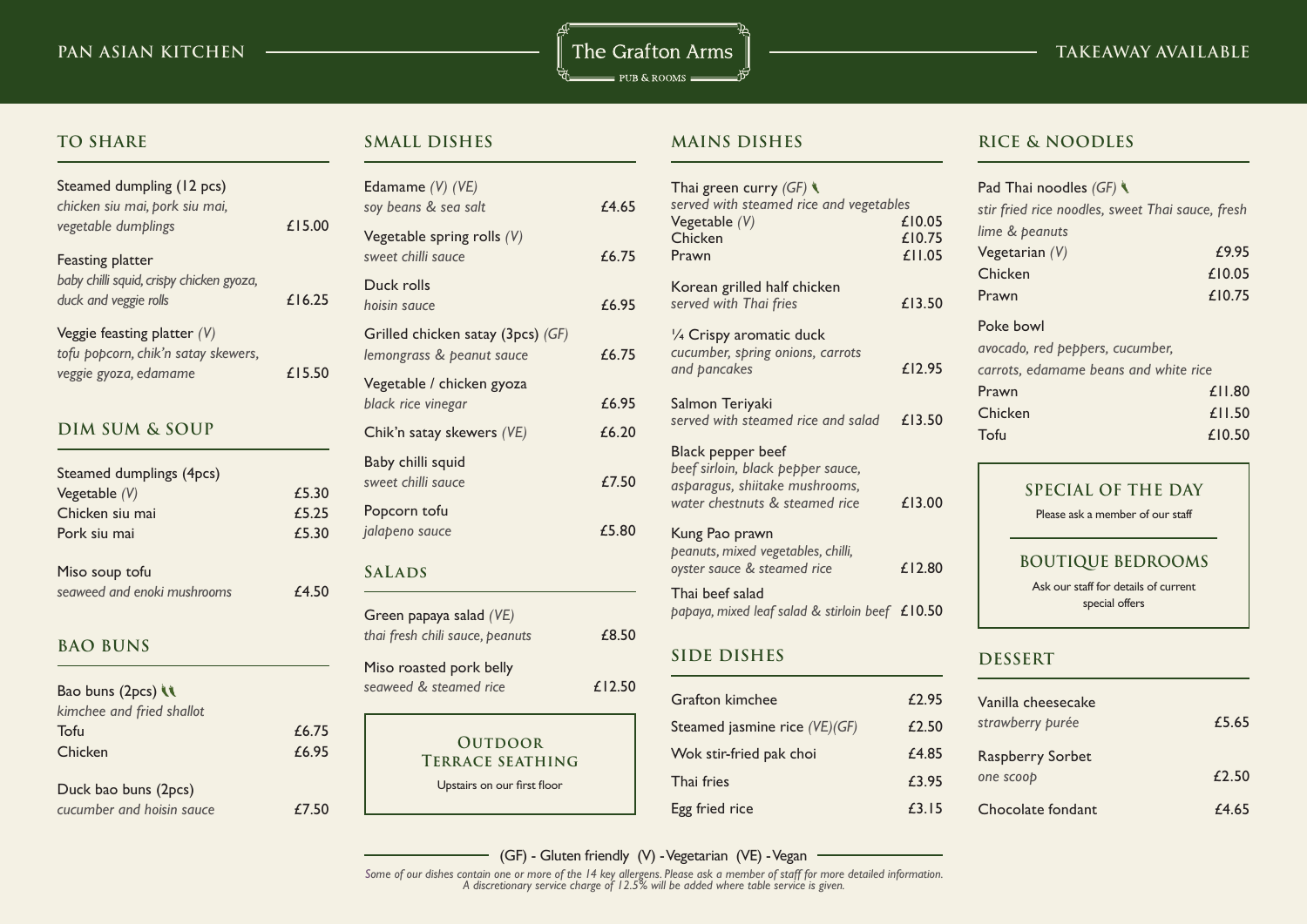# The Grafton Arms

PUB & ROOMS

PAN ASIAN KITCHEN — TAKEAWAY AVAILABLE

## TO SHARE

Steamed dumpling (12 pcs)
*chicken siu mai, pork siu mai, vegetable dumplings* — £15.00

Feasting platter
*baby chilli squid, crispy chicken gyoza, duck and veggie rolls* — £16.25

Veggie feasting platter *(V)*
*tofu popcorn, chik'n satay skewers, veggie gyoza, edamame* — £15.50

## DIM SUM & SOUP

Steamed dumplings (4pcs)

- Vegetable *(V)* — £5.30
- Chicken siu mai — £5.25
- Pork siu mai — £5.30

Miso soup tofu
*seaweed and enoki mushrooms* — £4.50

## BAO BUNS

Bao buns (2pcs)
*kimchee and fried shallot*

- Tofu — £6.75
- Chicken — £6.95

Duck bao buns (2pcs)
*cucumber and hoisin sauce* — £7.50

## SMALL DISHES

Edamame *(V) (VE)*
*soy beans & sea salt* — £4.65

Vegetable spring rolls *(V)*
*sweet chilli sauce* — £6.75

Duck rolls
*hoisin sauce* — £6.95

Grilled chicken satay (3pcs) *(GF)*
*lemongrass & peanut sauce* — £6.75

Vegetable / chicken gyoza
*black rice vinegar* — £6.95

Chik'n satay skewers *(VE)* — £6.20

Baby chilli squid
*sweet chilli sauce* — £7.50

Popcorn tofu
*jalapeno sauce* — £5.80

## SALADS

Green papaya salad *(VE)*
*thai fresh chili sauce, peanuts* — £8.50

Miso roasted pork belly
*seaweed & steamed rice* — £12.50

### OUTDOOR TERRACE SEATHING

Upstairs on our first floor

## MAINS DISHES

Thai green curry *(GF)*
*served with steamed rice and vegetables*

- Vegetable *(V)* — £10.05
- Chicken — £10.75
- Prawn — £11.05

Korean grilled half chicken
*served with Thai fries* — £13.50

¼ Crispy aromatic duck
*cucumber, spring onions, carrots and pancakes* — £12.95

Salmon Teriyaki
*served with steamed rice and salad* — £13.50

Black pepper beef
*beef sirloin, black pepper sauce, asparagus, shiitake mushrooms, water chestnuts & steamed rice* — £13.00

Kung Pao prawn
*peanuts, mixed vegetables, chilli, oyster sauce & steamed rice* — £12.80

Thai beef salad
*papaya, mixed leaf salad & stirloin beef* — £10.50

## SIDE DISHES

- Grafton kimchee — £2.95
- Steamed jasmine rice *(VE)(GF)* — £2.50
- Wok stir-fried pak choi — £4.85
- Thai fries — £3.95
- Egg fried rice — £3.15

## RICE & NOODLES

Pad Thai noodles *(GF)*
*stir fried rice noodles, sweet Thai sauce, fresh lime & peanuts*

- Vegetarian *(V)* — £9.95
- Chicken — £10.05
- Prawn — £10.75

Poke bowl
*avocado, red peppers, cucumber, carrots, edamame beans and white rice*

- Prawn — £11.80
- Chicken — £11.50
- Tofu — £10.50

### SPECIAL OF THE DAY

Please ask a member of our staff

### BOUTIQUE BEDROOMS

Ask our staff for details of current special offers

## DESSERT

Vanilla cheesecake
*strawberry purée* — £5.65

Raspberry Sorbet
*one scoop* — £2.50

Chocolate fondant — £4.65

(GF) - Gluten friendly (V) - Vegetarian (VE) - Vegan

*Some of our dishes contain one or more of the 14 key allergens. Please ask a member of staff for more detailed information. A discretionary service charge of 12.5% will be added where table service is given.*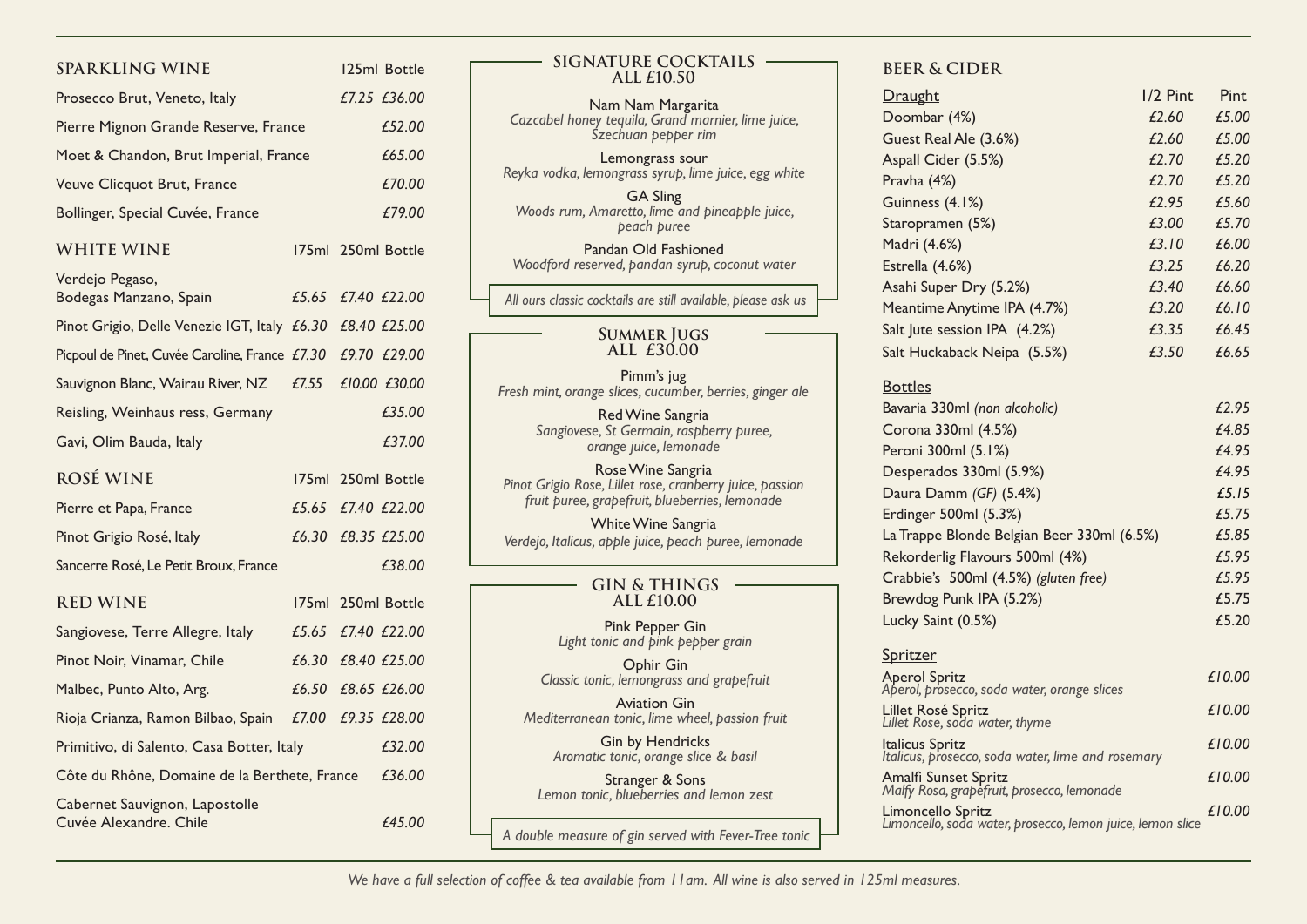## SPARKLING WINE

| | 125ml | Bottle |
|---|---|---|
| Prosecco Brut, Veneto, Italy | *£7.25* | *£36.00* |
| Pierre Mignon Grande Reserve, France | | *£52.00* |
| Moet & Chandon, Brut Imperial, France | | *£65.00* |
| Veuve Clicquot Brut, France | | *£70.00* |
| Bollinger, Special Cuvée, France | | *£79.00* |

## WHITE WINE

| | 175ml | 250ml | Bottle |
|---|---|---|---|
| Verdejo Pegaso, Bodegas Manzano, Spain | *£5.65* | *£7.40* | *£22.00* |
| Pinot Grigio, Delle Venezie IGT, Italy | *£6.30* | *£8.40* | *£25.00* |
| Picpoul de Pinet, Cuvée Caroline, France | *£7.30* | *£9.70* | *£29.00* |
| Sauvignon Blanc, Wairau River, NZ | *£7.55* | *£10.00* | *£30.00* |
| Reisling, Weinhaus ress, Germany | | | *£35.00* |
| Gavi, Olim Bauda, Italy | | | *£37.00* |

## ROSÉ WINE

| | 175ml | 250ml | Bottle |
|---|---|---|---|
| Pierre et Papa, France | *£5.65* | *£7.40* | *£22.00* |
| Pinot Grigio Rosé, Italy | *£6.30* | *£8.35* | *£25.00* |
| Sancerre Rosé, Le Petit Broux, France | | | *£38.00* |

## RED WINE

| | 175ml | 250ml | Bottle |
|---|---|---|---|
| Sangiovese, Terre Allegre, Italy | *£5.65* | *£7.40* | *£22.00* |
| Pinot Noir, Vinamar, Chile | *£6.30* | *£8.40* | *£25.00* |
| Malbec, Punto Alto, Arg. | *£6.50* | *£8.65* | *£26.00* |
| Rioja Crianza, Ramon Bilbao, Spain | *£7.00* | *£9.35* | *£28.00* |
| Primitivo, di Salento, Casa Botter, Italy | | | *£32.00* |
| Côte du Rhône, Domaine de la Berthete, France | | | *£36.00* |
| Cabernet Sauvignon, Lapostolle Cuvée Alexandre. Chile | | | *£45.00* |

## SIGNATURE COCKTAILS
### ALL £10.50

Nam Nam Margarita
*Cazcabel honey tequila, Grand marnier, lime juice, Szechuan pepper rim*

Lemongrass sour
*Reyka vodka, lemongrass syrup, lime juice, egg white*

GA Sling
*Woods rum, Amaretto, lime and pineapple juice, peach puree*

Pandan Old Fashioned
*Woodford reserved, pandan syrup, coconut water*

*All ours classic cocktails are still available, please ask us*

## SUMMER JUGS
### ALL £30.00

Pimm's jug
*Fresh mint, orange slices, cucumber, berries, ginger ale*

Red Wine Sangria
*Sangiovese, St Germain, raspberry puree, orange juice, lemonade*

Rose Wine Sangria
*Pinot Grigio Rose, Lillet rose, cranberry juice, passion fruit puree, grapefruit, blueberries, lemonade*

White Wine Sangria
*Verdejo, Italicus, apple juice, peach puree, lemonade*

## GIN & THINGS
### ALL £10.00

Pink Pepper Gin
*Light tonic and pink pepper grain*

Ophir Gin
*Classic tonic, lemongrass and grapefruit*

Aviation Gin
*Mediterranean tonic, lime wheel, passion fruit*

Gin by Hendricks
*Aromatic tonic, orange slice & basil*

Stranger & Sons
*Lemon tonic, blueberries and lemon zest*

*A double measure of gin served with Fever-Tree tonic*

## BEER & CIDER

| Draught | 1/2 Pint | Pint |
|---|---|---|
| Doombar (4%) | *£2.60* | *£5.00* |
| Guest Real Ale (3.6%) | *£2.60* | *£5.00* |
| Aspall Cider (5.5%) | *£2.70* | *£5.20* |
| Pravha (4%) | *£2.70* | *£5.20* |
| Guinness (4.1%) | *£2.95* | *£5.60* |
| Staropramen (5%) | *£3.00* | *£5.70* |
| Madri (4.6%) | *£3.10* | *£6.00* |
| Estrella (4.6%) | *£3.25* | *£6.20* |
| Asahi Super Dry (5.2%) | *£3.40* | *£6.60* |
| Meantime Anytime IPA (4.7%) | *£3.20* | *£6.10* |
| Salt Jute session IPA (4.2%) | *£3.35* | *£6.45* |
| Salt Huckaback Neipa (5.5%) | *£3.50* | *£6.65* |

| Bottles | |
|---|---|
| Bavaria 330ml *(non alcoholic)* | *£2.95* |
| Corona 330ml (4.5%) | *£4.85* |
| Peroni 300ml (5.1%) | *£4.95* |
| Desperados 330ml (5.9%) | *£4.95* |
| Daura Damm *(GF)* (5.4%) | *£5.15* |
| Erdinger 500ml (5.3%) | *£5.75* |
| La Trappe Blonde Belgian Beer 330ml (6.5%) | *£5.85* |
| Rekorderlig Flavours 500ml (4%) | *£5.95* |
| Crabbie's 500ml (4.5%) *(gluten free)* | *£5.95* |
| Brewdog Punk IPA (5.2%) | £5.75 |
| Lucky Saint (0.5%) | £5.20 |

### Spritzer

Aperol Spritz — *£10.00*
*Aperol, prosecco, soda water, orange slices*

Lillet Rosé Spritz — *£10.00*
*Lillet Rose, soda water, thyme*

Italicus Spritz — *£10.00*
*Italicus, prosecco, soda water, lime and rosemary*

Amalfi Sunset Spritz — *£10.00*
*Malfy Rosa, grapefruit, prosecco, lemonade*

Limoncello Spritz — *£10.00*
*Limoncello, soda water, prosecco, lemon juice, lemon slice*

*We have a full selection of coffee & tea available from 11am. All wine is also served in 125ml measures.*